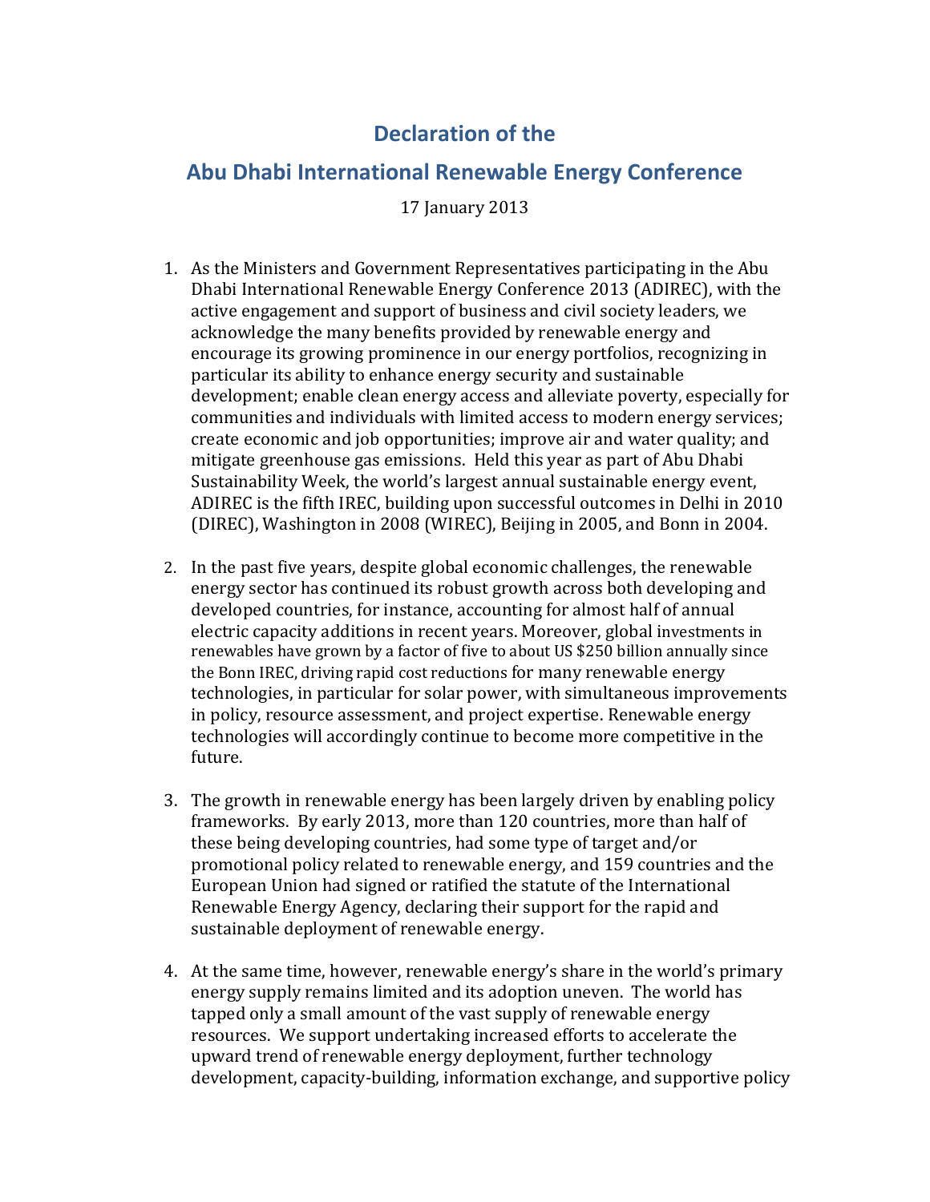# Declaration of the

# Abu Dhabi International Renewable Energy Conference

17 January 2013

1. As the Ministers and Government Representatives participating in the Abu Dhabi International Renewable Energy Conference 2013 (ADIREC), with the active engagement and support of business and civil society leaders, we acknowledge the many benefits provided by renewable energy and encourage its growing prominence in our energy portfolios, recognizing in particular its ability to enhance energy security and sustainable development; enable clean energy access and alleviate poverty, especially for communities and individuals with limited access to modern energy services; create economic and job opportunities; improve air and water quality; and mitigate greenhouse gas emissions. Held this year as part of Abu Dhabi Sustainability Week, the world's largest annual sustainable energy event, ADIREC is the fifth IREC, building upon successful outcomes in Delhi in 2010 (DIREC), Washington in 2008 (WIREC), Beijing in 2005, and Bonn in 2004.

2. In the past five years, despite global economic challenges, the renewable energy sector has continued its robust growth across both developing and developed countries, for instance, accounting for almost half of annual electric capacity additions in recent years. Moreover, global investments in renewables have grown by a factor of five to about US $250 billion annually since the Bonn IREC, driving rapid cost reductions for many renewable energy technologies, in particular for solar power, with simultaneous improvements in policy, resource assessment, and project expertise. Renewable energy technologies will accordingly continue to become more competitive in the future.

3. The growth in renewable energy has been largely driven by enabling policy frameworks. By early 2013, more than 120 countries, more than half of these being developing countries, had some type of target and/or promotional policy related to renewable energy, and 159 countries and the European Union had signed or ratified the statute of the International Renewable Energy Agency, declaring their support for the rapid and sustainable deployment of renewable energy.

4. At the same time, however, renewable energy's share in the world's primary energy supply remains limited and its adoption uneven. The world has tapped only a small amount of the vast supply of renewable energy resources. We support undertaking increased efforts to accelerate the upward trend of renewable energy deployment, further technology development, capacity-building, information exchange, and supportive policy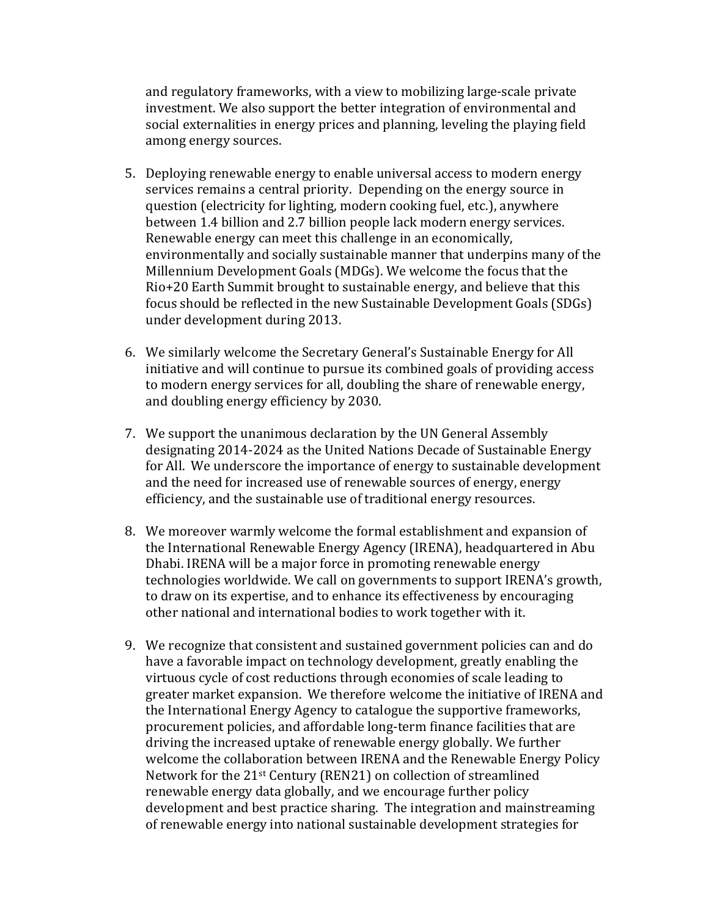and regulatory frameworks, with a view to mobilizing large-scale private investment. We also support the better integration of environmental and social externalities in energy prices and planning, leveling the playing field among energy sources.

5. Deploying renewable energy to enable universal access to modern energy services remains a central priority. Depending on the energy source in question (electricity for lighting, modern cooking fuel, etc.), anywhere between 1.4 billion and 2.7 billion people lack modern energy services. Renewable energy can meet this challenge in an economically, environmentally and socially sustainable manner that underpins many of the Millennium Development Goals (MDGs). We welcome the focus that the Rio+20 Earth Summit brought to sustainable energy, and believe that this focus should be reflected in the new Sustainable Development Goals (SDGs) under development during 2013.

6. We similarly welcome the Secretary General's Sustainable Energy for All initiative and will continue to pursue its combined goals of providing access to modern energy services for all, doubling the share of renewable energy, and doubling energy efficiency by 2030.

7. We support the unanimous declaration by the UN General Assembly designating 2014-2024 as the United Nations Decade of Sustainable Energy for All. We underscore the importance of energy to sustainable development and the need for increased use of renewable sources of energy, energy efficiency, and the sustainable use of traditional energy resources.

8. We moreover warmly welcome the formal establishment and expansion of the International Renewable Energy Agency (IRENA), headquartered in Abu Dhabi. IRENA will be a major force in promoting renewable energy technologies worldwide. We call on governments to support IRENA's growth, to draw on its expertise, and to enhance its effectiveness by encouraging other national and international bodies to work together with it.

9. We recognize that consistent and sustained government policies can and do have a favorable impact on technology development, greatly enabling the virtuous cycle of cost reductions through economies of scale leading to greater market expansion. We therefore welcome the initiative of IRENA and the International Energy Agency to catalogue the supportive frameworks, procurement policies, and affordable long-term finance facilities that are driving the increased uptake of renewable energy globally. We further welcome the collaboration between IRENA and the Renewable Energy Policy Network for the 21st Century (REN21) on collection of streamlined renewable energy data globally, and we encourage further policy development and best practice sharing. The integration and mainstreaming of renewable energy into national sustainable development strategies for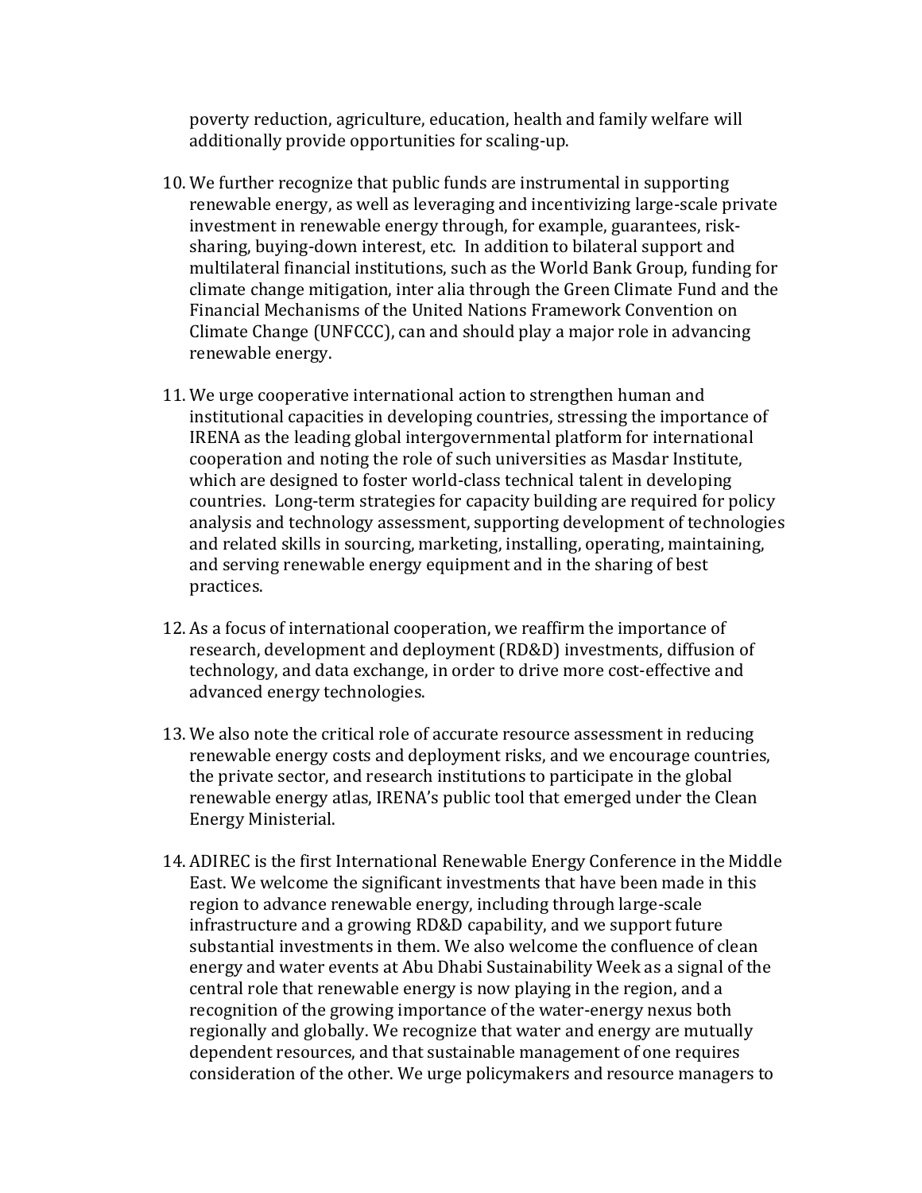poverty reduction, agriculture, education, health and family welfare will additionally provide opportunities for scaling-up.

10. We further recognize that public funds are instrumental in supporting renewable energy, as well as leveraging and incentivizing large-scale private investment in renewable energy through, for example, guarantees, risk-sharing, buying-down interest, etc. In addition to bilateral support and multilateral financial institutions, such as the World Bank Group, funding for climate change mitigation, inter alia through the Green Climate Fund and the Financial Mechanisms of the United Nations Framework Convention on Climate Change (UNFCCC), can and should play a major role in advancing renewable energy.

11. We urge cooperative international action to strengthen human and institutional capacities in developing countries, stressing the importance of IRENA as the leading global intergovernmental platform for international cooperation and noting the role of such universities as Masdar Institute, which are designed to foster world-class technical talent in developing countries. Long-term strategies for capacity building are required for policy analysis and technology assessment, supporting development of technologies and related skills in sourcing, marketing, installing, operating, maintaining, and serving renewable energy equipment and in the sharing of best practices.

12. As a focus of international cooperation, we reaffirm the importance of research, development and deployment (RD&D) investments, diffusion of technology, and data exchange, in order to drive more cost-effective and advanced energy technologies.

13. We also note the critical role of accurate resource assessment in reducing renewable energy costs and deployment risks, and we encourage countries, the private sector, and research institutions to participate in the global renewable energy atlas, IRENA's public tool that emerged under the Clean Energy Ministerial.

14. ADIREC is the first International Renewable Energy Conference in the Middle East. We welcome the significant investments that have been made in this region to advance renewable energy, including through large-scale infrastructure and a growing RD&D capability, and we support future substantial investments in them. We also welcome the confluence of clean energy and water events at Abu Dhabi Sustainability Week as a signal of the central role that renewable energy is now playing in the region, and a recognition of the growing importance of the water-energy nexus both regionally and globally. We recognize that water and energy are mutually dependent resources, and that sustainable management of one requires consideration of the other. We urge policymakers and resource managers to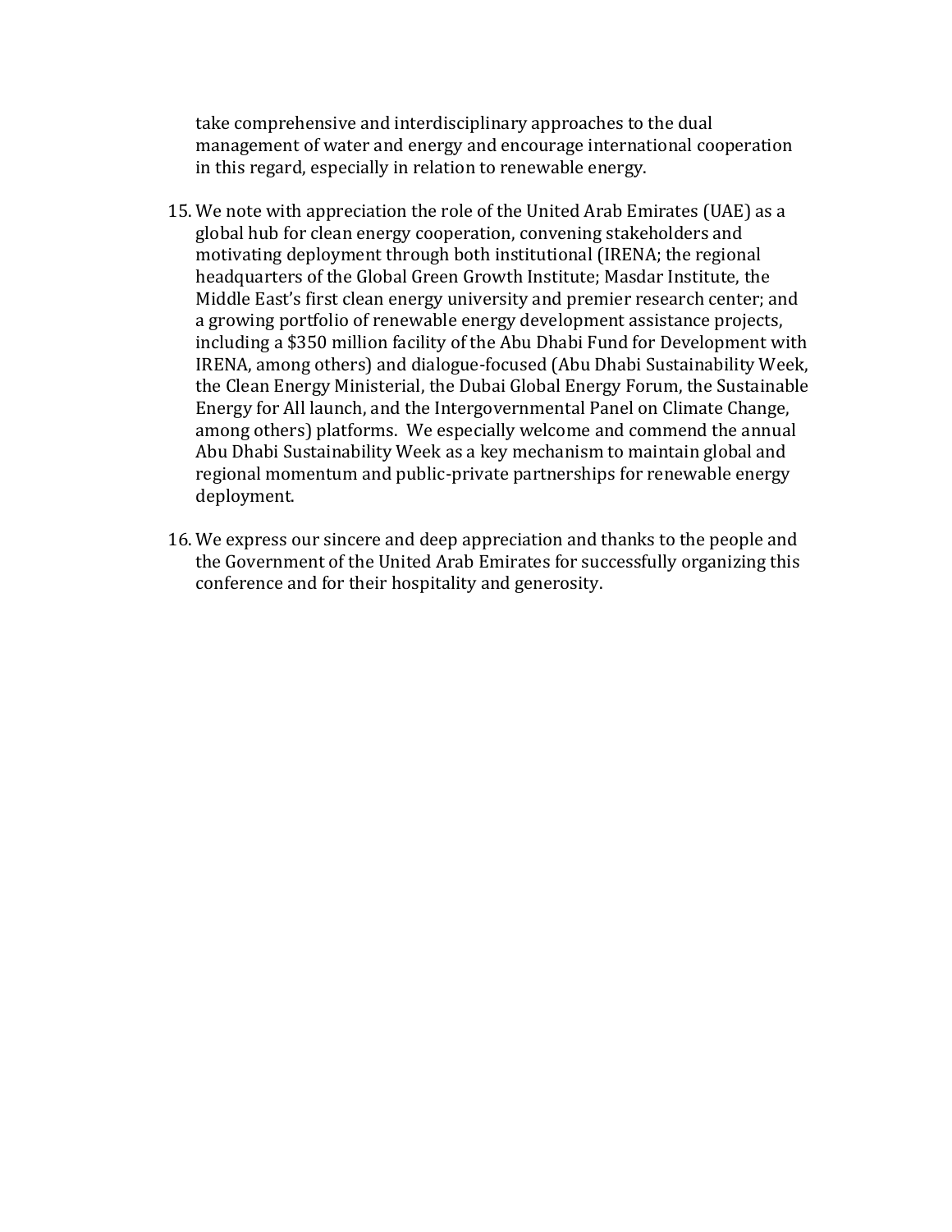take comprehensive and interdisciplinary approaches to the dual management of water and energy and encourage international cooperation in this regard, especially in relation to renewable energy.

15. We note with appreciation the role of the United Arab Emirates (UAE) as a global hub for clean energy cooperation, convening stakeholders and motivating deployment through both institutional (IRENA; the regional headquarters of the Global Green Growth Institute; Masdar Institute, the Middle East's first clean energy university and premier research center; and a growing portfolio of renewable energy development assistance projects, including a $350 million facility of the Abu Dhabi Fund for Development with IRENA, among others) and dialogue-focused (Abu Dhabi Sustainability Week, the Clean Energy Ministerial, the Dubai Global Energy Forum, the Sustainable Energy for All launch, and the Intergovernmental Panel on Climate Change, among others) platforms. We especially welcome and commend the annual Abu Dhabi Sustainability Week as a key mechanism to maintain global and regional momentum and public-private partnerships for renewable energy deployment.

16. We express our sincere and deep appreciation and thanks to the people and the Government of the United Arab Emirates for successfully organizing this conference and for their hospitality and generosity.